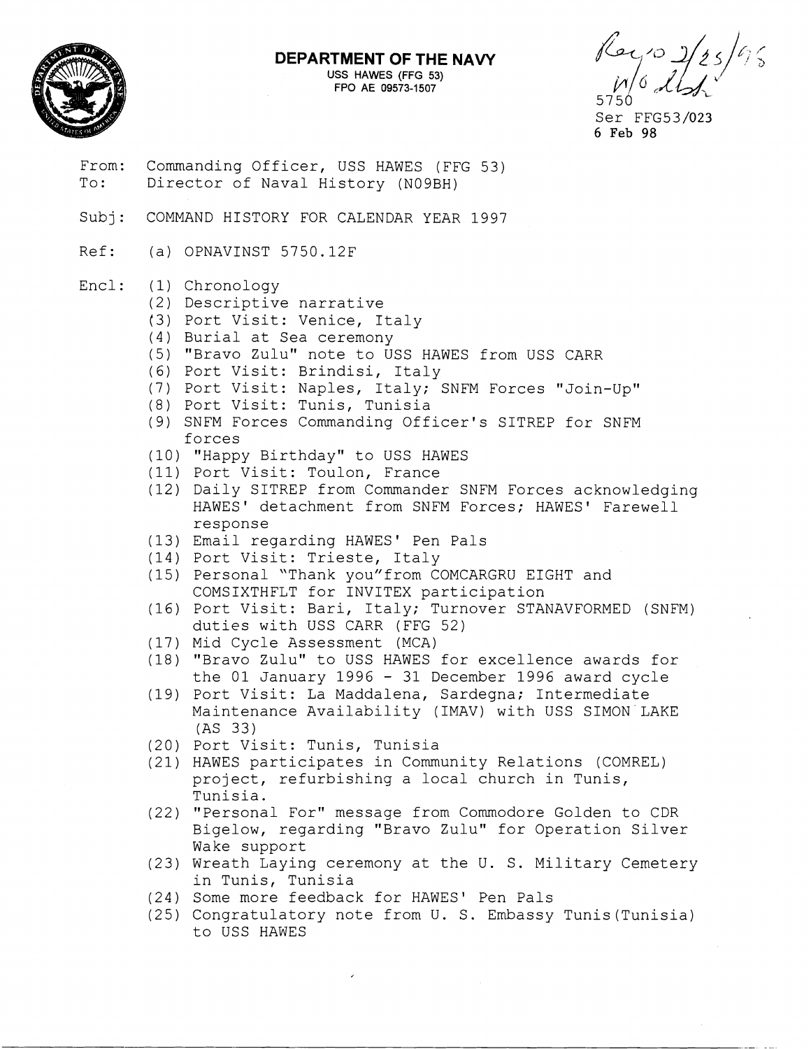**DEPARTMENT OF THE NAVY**
USS HAWES (FFG 53)
FPO AE 09573-1507

Rec'd 2/25/98
N/6 [illegible]

5750
Ser FFG53/023
6 Feb 98

From: Commanding Officer, USS HAWES (FFG 53)
To: Director of Naval History (N09BH)

Subj: COMMAND HISTORY FOR CALENDAR YEAR 1997

Ref: (a) OPNAVINST 5750.12F

Encl: (1) Chronology
(2) Descriptive narrative
(3) Port Visit: Venice, Italy
(4) Burial at Sea ceremony
(5) "Bravo Zulu" note to USS HAWES from USS CARR
(6) Port Visit: Brindisi, Italy
(7) Port Visit: Naples, Italy; SNFM Forces "Join-Up"
(8) Port Visit: Tunis, Tunisia
(9) SNFM Forces Commanding Officer's SITREP for SNFM forces
(10) "Happy Birthday" to USS HAWES
(11) Port Visit: Toulon, France
(12) Daily SITREP from Commander SNFM Forces acknowledging HAWES' detachment from SNFM Forces; HAWES' Farewell response
(13) Email regarding HAWES' Pen Pals
(14) Port Visit: Trieste, Italy
(15) Personal "Thank you" from COMCARGRU EIGHT and COMSIXTHFLT for INVITEX participation
(16) Port Visit: Bari, Italy; Turnover STANAVFORMED (SNFM) duties with USS CARR (FFG 52)
(17) Mid Cycle Assessment (MCA)
(18) "Bravo Zulu" to USS HAWES for excellence awards for the 01 January 1996 - 31 December 1996 award cycle
(19) Port Visit: La Maddalena, Sardegna; Intermediate Maintenance Availability (IMAV) with USS SIMON LAKE (AS 33)
(20) Port Visit: Tunis, Tunisia
(21) HAWES participates in Community Relations (COMREL) project, refurbishing a local church in Tunis, Tunisia.
(22) "Personal For" message from Commodore Golden to CDR Bigelow, regarding "Bravo Zulu" for Operation Silver Wake support
(23) Wreath Laying ceremony at the U. S. Military Cemetery in Tunis, Tunisia
(24) Some more feedback for HAWES' Pen Pals
(25) Congratulatory note from U. S. Embassy Tunis (Tunisia) to USS HAWES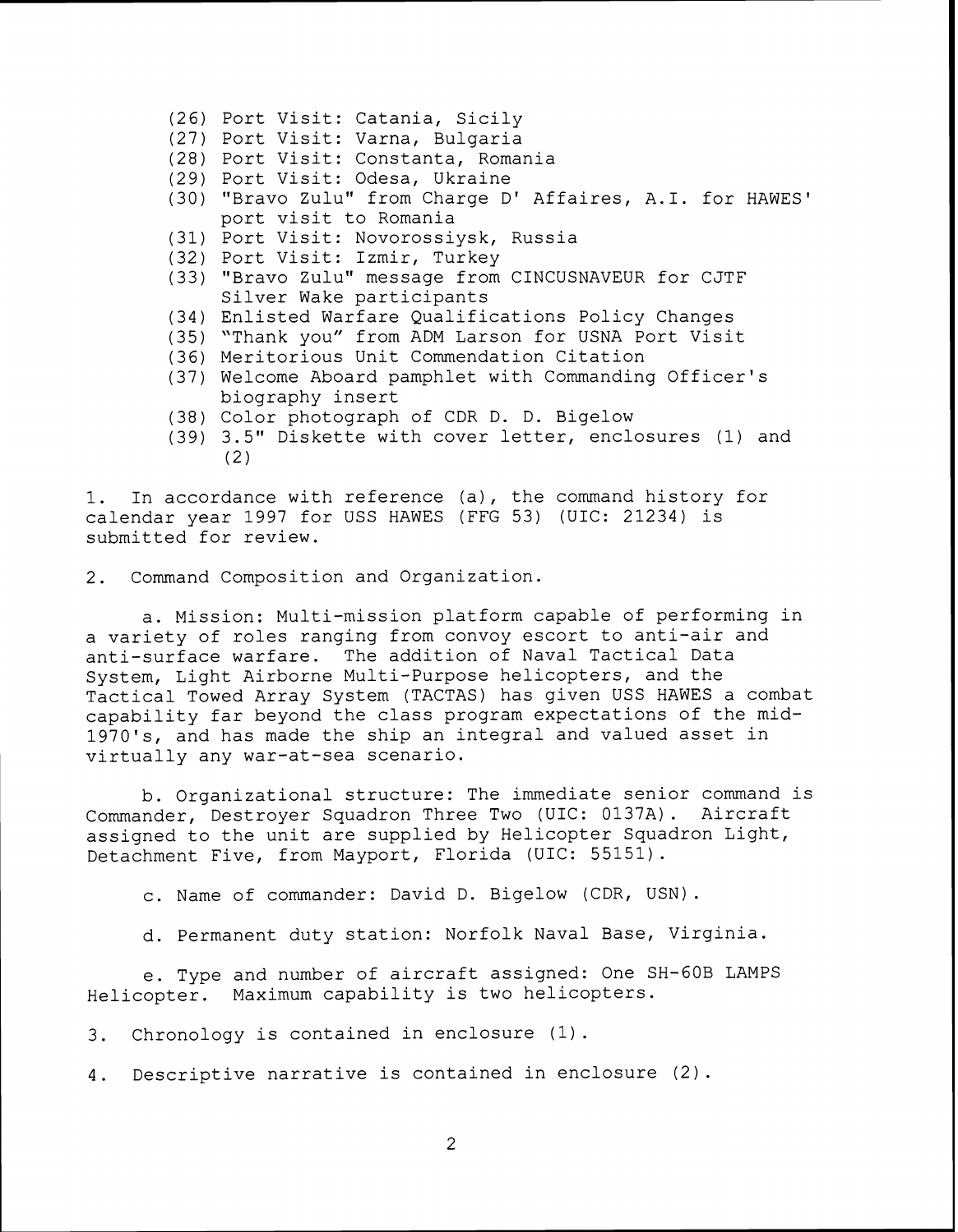(26) Port Visit: Catania, Sicily
(27) Port Visit: Varna, Bulgaria
(28) Port Visit: Constanta, Romania
(29) Port Visit: Odesa, Ukraine
(30) "Bravo Zulu" from Charge D' Affaires, A.I. for HAWES' port visit to Romania
(31) Port Visit: Novorossiysk, Russia
(32) Port Visit: Izmir, Turkey
(33) "Bravo Zulu" message from CINCUSNAVEUR for CJTF Silver Wake participants
(34) Enlisted Warfare Qualifications Policy Changes
(35) "Thank you" from ADM Larson for USNA Port Visit
(36) Meritorious Unit Commendation Citation
(37) Welcome Aboard pamphlet with Commanding Officer's biography insert
(38) Color photograph of CDR D. D. Bigelow
(39) 3.5" Diskette with cover letter, enclosures (1) and (2)

1. In accordance with reference (a), the command history for calendar year 1997 for USS HAWES (FFG 53) (UIC: 21234) is submitted for review.

2. Command Composition and Organization.

a. Mission: Multi-mission platform capable of performing in a variety of roles ranging from convoy escort to anti-air and anti-surface warfare. The addition of Naval Tactical Data System, Light Airborne Multi-Purpose helicopters, and the Tactical Towed Array System (TACTAS) has given USS HAWES a combat capability far beyond the class program expectations of the mid-1970's, and has made the ship an integral and valued asset in virtually any war-at-sea scenario.

b. Organizational structure: The immediate senior command is Commander, Destroyer Squadron Three Two (UIC: 0137A). Aircraft assigned to the unit are supplied by Helicopter Squadron Light, Detachment Five, from Mayport, Florida (UIC: 55151).

c. Name of commander: David D. Bigelow (CDR, USN).

d. Permanent duty station: Norfolk Naval Base, Virginia.

e. Type and number of aircraft assigned: One SH-60B LAMPS Helicopter. Maximum capability is two helicopters.

3. Chronology is contained in enclosure (1).

4. Descriptive narrative is contained in enclosure (2).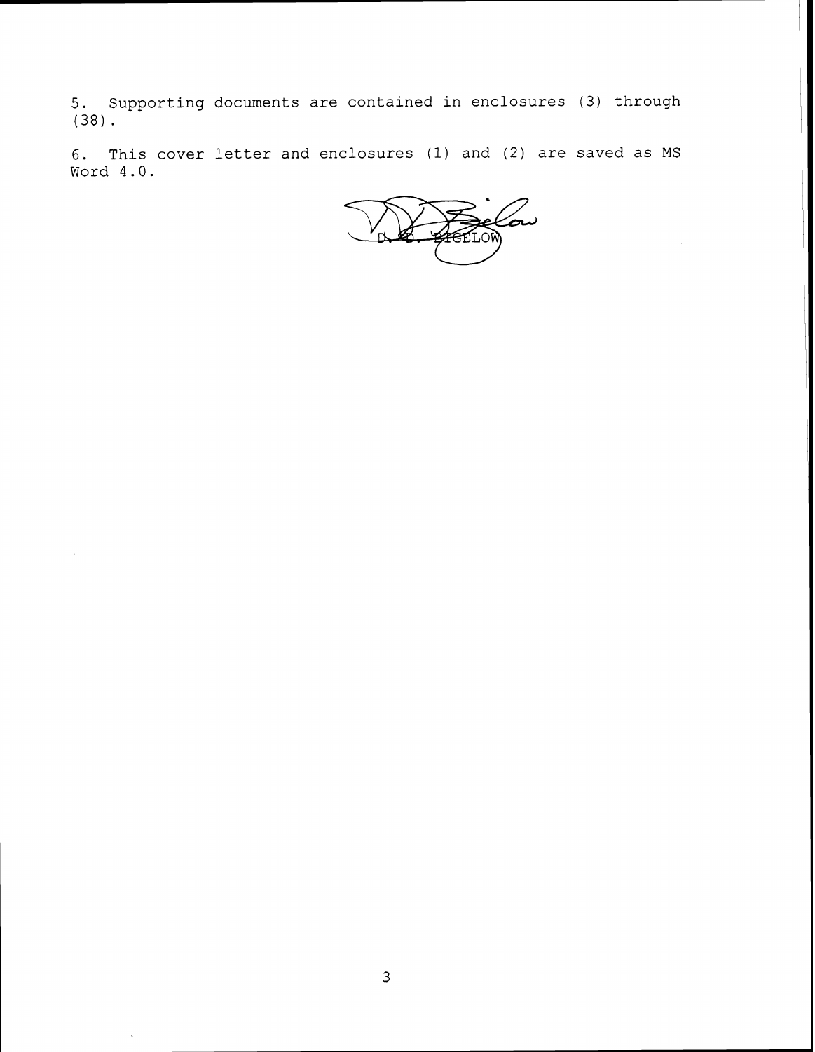5. Supporting documents are contained in enclosures (3) through (38).

6. This cover letter and enclosures (1) and (2) are saved as MS Word 4.0.

D. D. BIGELOW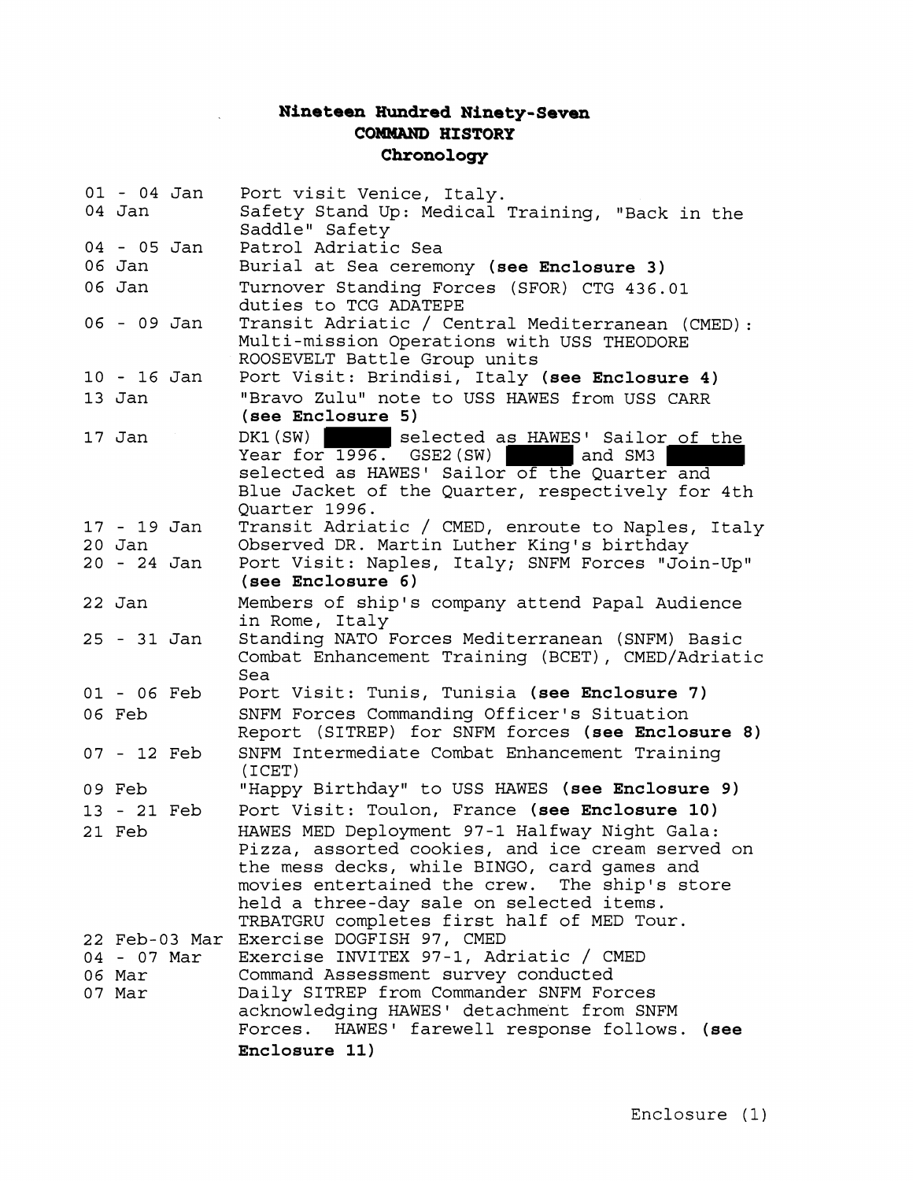**Nineteen Hundred Ninety-Seven**
**COMMAND HISTORY**
**Chronology**

| | |
|---|---|
| 01 - 04 Jan | Port visit Venice, Italy. |
| 04 Jan | Safety Stand Up: Medical Training, "Back in the Saddle" Safety |
| 04 - 05 Jan | Patrol Adriatic Sea |
| 06 Jan | Burial at Sea ceremony **(see Enclosure 3)** |
| 06 Jan | Turnover Standing Forces (SFOR) CTG 436.01 duties to TCG ADATEPE |
| 06 - 09 Jan | Transit Adriatic / Central Mediterranean (CMED): Multi-mission Operations with USS THEODORE ROOSEVELT Battle Group units |
| 10 - 16 Jan | Port Visit: Brindisi, Italy **(see Enclosure 4)** |
| 13 Jan | "Bravo Zulu" note to USS HAWES from USS CARR **(see Enclosure 5)** |
| 17 Jan | DK1(SW) ███ selected as HAWES' Sailor of the Year for 1996. GSE2(SW) ███ and SM3 ███ selected as HAWES' Sailor of the Quarter and Blue Jacket of the Quarter, respectively for 4th Quarter 1996. |
| 17 - 19 Jan | Transit Adriatic / CMED, enroute to Naples, Italy |
| 20 Jan | Observed DR. Martin Luther King's birthday |
| 20 - 24 Jan | Port Visit: Naples, Italy; SNFM Forces "Join-Up" **(see Enclosure 6)** |
| 22 Jan | Members of ship's company attend Papal Audience in Rome, Italy |
| 25 - 31 Jan | Standing NATO Forces Mediterranean (SNFM) Basic Combat Enhancement Training (BCET), CMED/Adriatic Sea |
| 01 - 06 Feb | Port Visit: Tunis, Tunisia **(see Enclosure 7)** |
| 06 Feb | SNFM Forces Commanding Officer's Situation Report (SITREP) for SNFM forces **(see Enclosure 8)** |
| 07 - 12 Feb | SNFM Intermediate Combat Enhancement Training (ICET) |
| 09 Feb | "Happy Birthday" to USS HAWES **(see Enclosure 9)** |
| 13 - 21 Feb | Port Visit: Toulon, France **(see Enclosure 10)** |
| 21 Feb | HAWES MED Deployment 97-1 Halfway Night Gala: Pizza, assorted cookies, and ice cream served on the mess decks, while BINGO, card games and movies entertained the crew. The ship's store held a three-day sale on selected items. TRBATGRU completes first half of MED Tour. |
| 22 Feb-03 Mar | Exercise DOGFISH 97, CMED |
| 04 - 07 Mar | Exercise INVITEX 97-1, Adriatic / CMED |
| 06 Mar | Command Assessment survey conducted |
| 07 Mar | Daily SITREP from Commander SNFM Forces acknowledging HAWES' detachment from SNFM Forces. HAWES' farewell response follows. **(see Enclosure 11)** |

Enclosure (1)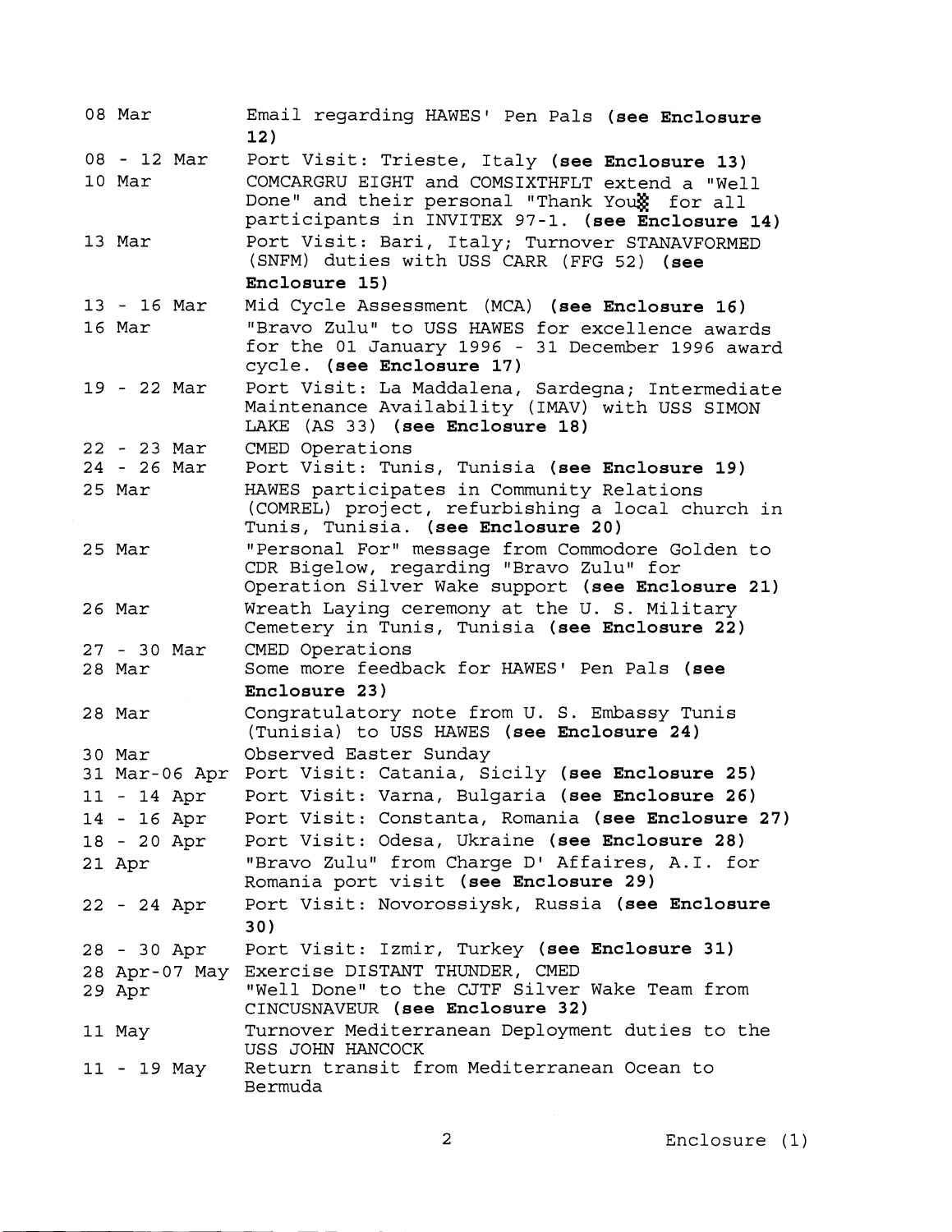| | |
|---|---|
| 08 Mar | Email regarding HAWES' Pen Pals **(see Enclosure 12)** |
| 08 - 12 Mar | Port Visit: Trieste, Italy **(see Enclosure 13)** |
| 10 Mar | COMCARGRU EIGHT and COMSIXTHFLT extend a "Well Done" and their personal "Thank You" for all participants in INVITEX 97-1. **(see Enclosure 14)** |
| 13 Mar | Port Visit: Bari, Italy; Turnover STANAVFORMED (SNFM) duties with USS CARR (FFG 52) **(see Enclosure 15)** |
| 13 - 16 Mar | Mid Cycle Assessment (MCA) **(see Enclosure 16)** |
| 16 Mar | "Bravo Zulu" to USS HAWES for excellence awards for the 01 January 1996 - 31 December 1996 award cycle. **(see Enclosure 17)** |
| 19 - 22 Mar | Port Visit: La Maddalena, Sardegna; Intermediate Maintenance Availability (IMAV) with USS SIMON LAKE (AS 33) **(see Enclosure 18)** |
| 22 - 23 Mar | CMED Operations |
| 24 - 26 Mar | Port Visit: Tunis, Tunisia **(see Enclosure 19)** |
| 25 Mar | HAWES participates in Community Relations (COMREL) project, refurbishing a local church in Tunis, Tunisia. **(see Enclosure 20)** |
| 25 Mar | "Personal For" message from Commodore Golden to CDR Bigelow, regarding "Bravo Zulu" for Operation Silver Wake support **(see Enclosure 21)** |
| 26 Mar | Wreath Laying ceremony at the U. S. Military Cemetery in Tunis, Tunisia **(see Enclosure 22)** |
| 27 - 30 Mar | CMED Operations |
| 28 Mar | Some more feedback for HAWES' Pen Pals **(see Enclosure 23)** |
| 28 Mar | Congratulatory note from U. S. Embassy Tunis (Tunisia) to USS HAWES **(see Enclosure 24)** |
| 30 Mar | Observed Easter Sunday |
| 31 Mar-06 Apr | Port Visit: Catania, Sicily **(see Enclosure 25)** |
| 11 - 14 Apr | Port Visit: Varna, Bulgaria **(see Enclosure 26)** |
| 14 - 16 Apr | Port Visit: Constanta, Romania **(see Enclosure 27)** |
| 18 - 20 Apr | Port Visit: Odesa, Ukraine **(see Enclosure 28)** |
| 21 Apr | "Bravo Zulu" from Charge D' Affaires, A.I. for Romania port visit **(see Enclosure 29)** |
| 22 - 24 Apr | Port Visit: Novorossiysk, Russia **(see Enclosure 30)** |
| 28 - 30 Apr | Port Visit: Izmir, Turkey **(see Enclosure 31)** |
| 28 Apr-07 May | Exercise DISTANT THUNDER, CMED |
| 29 Apr | "Well Done" to the CJTF Silver Wake Team from CINCUSNAVEUR **(see Enclosure 32)** |
| 11 May | Turnover Mediterranean Deployment duties to the USS JOHN HANCOCK |
| 11 - 19 May | Return transit from Mediterranean Ocean to Bermuda |

Enclosure (1)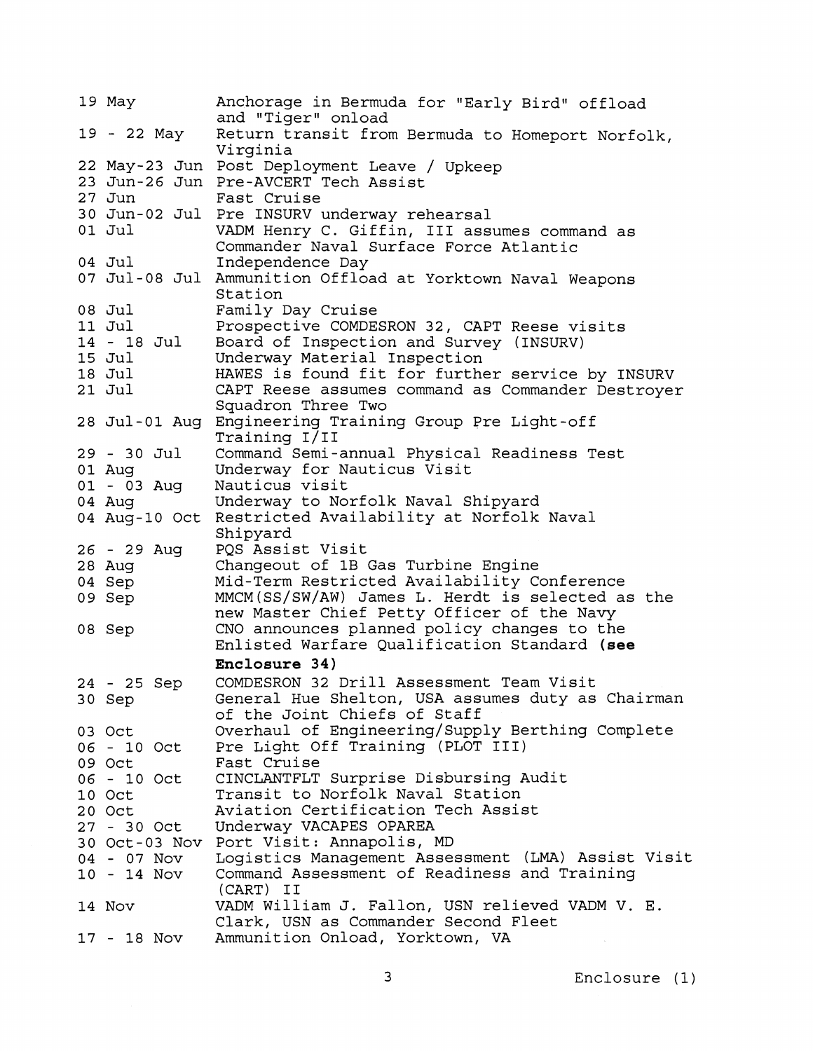| | |
|---|---|
| 19 May | Anchorage in Bermuda for "Early Bird" offload and "Tiger" onload |
| 19 - 22 May | Return transit from Bermuda to Homeport Norfolk, Virginia |
| 22 May-23 Jun | Post Deployment Leave / Upkeep |
| 23 Jun-26 Jun | Pre-AVCERT Tech Assist |
| 27 Jun | Fast Cruise |
| 30 Jun-02 Jul | Pre INSURV underway rehearsal |
| 01 Jul | VADM Henry C. Giffin, III assumes command as Commander Naval Surface Force Atlantic |
| 04 Jul | Independence Day |
| 07 Jul-08 Jul | Ammunition Offload at Yorktown Naval Weapons Station |
| 08 Jul | Family Day Cruise |
| 11 Jul | Prospective COMDESRON 32, CAPT Reese visits |
| 14 - 18 Jul | Board of Inspection and Survey (INSURV) |
| 15 Jul | Underway Material Inspection |
| 18 Jul | HAWES is found fit for further service by INSURV |
| 21 Jul | CAPT Reese assumes command as Commander Destroyer Squadron Three Two |
| 28 Jul-01 Aug | Engineering Training Group Pre Light-off Training I/II |
| 29 - 30 Jul | Command Semi-annual Physical Readiness Test |
| 01 Aug | Underway for Nauticus Visit |
| 01 - 03 Aug | Nauticus visit |
| 04 Aug | Underway to Norfolk Naval Shipyard |
| 04 Aug-10 Oct | Restricted Availability at Norfolk Naval Shipyard |
| 26 - 29 Aug | PQS Assist Visit |
| 28 Aug | Changeout of 1B Gas Turbine Engine |
| 04 Sep | Mid-Term Restricted Availability Conference |
| 09 Sep | MMCM(SS/SW/AW) James L. Herdt is selected as the new Master Chief Petty Officer of the Navy |
| 08 Sep | CNO announces planned policy changes to the Enlisted Warfare Qualification Standard **(see Enclosure 34)** |
| 24 - 25 Sep | COMDESRON 32 Drill Assessment Team Visit |
| 30 Sep | General Hue Shelton, USA assumes duty as Chairman of the Joint Chiefs of Staff |
| 03 Oct | Overhaul of Engineering/Supply Berthing Complete |
| 06 - 10 Oct | Pre Light Off Training (PLOT III) |
| 09 Oct | Fast Cruise |
| 06 - 10 Oct | CINCLANTFLT Surprise Disbursing Audit |
| 10 Oct | Transit to Norfolk Naval Station |
| 20 Oct | Aviation Certification Tech Assist |
| 27 - 30 Oct | Underway VACAPES OPAREA |
| 30 Oct-03 Nov | Port Visit: Annapolis, MD |
| 04 - 07 Nov | Logistics Management Assessment (LMA) Assist Visit |
| 10 - 14 Nov | Command Assessment of Readiness and Training (CART) II |
| 14 Nov | VADM William J. Fallon, USN relieved VADM V. E. Clark, USN as Commander Second Fleet |
| 17 - 18 Nov | Ammunition Onload, Yorktown, VA |

Enclosure (1)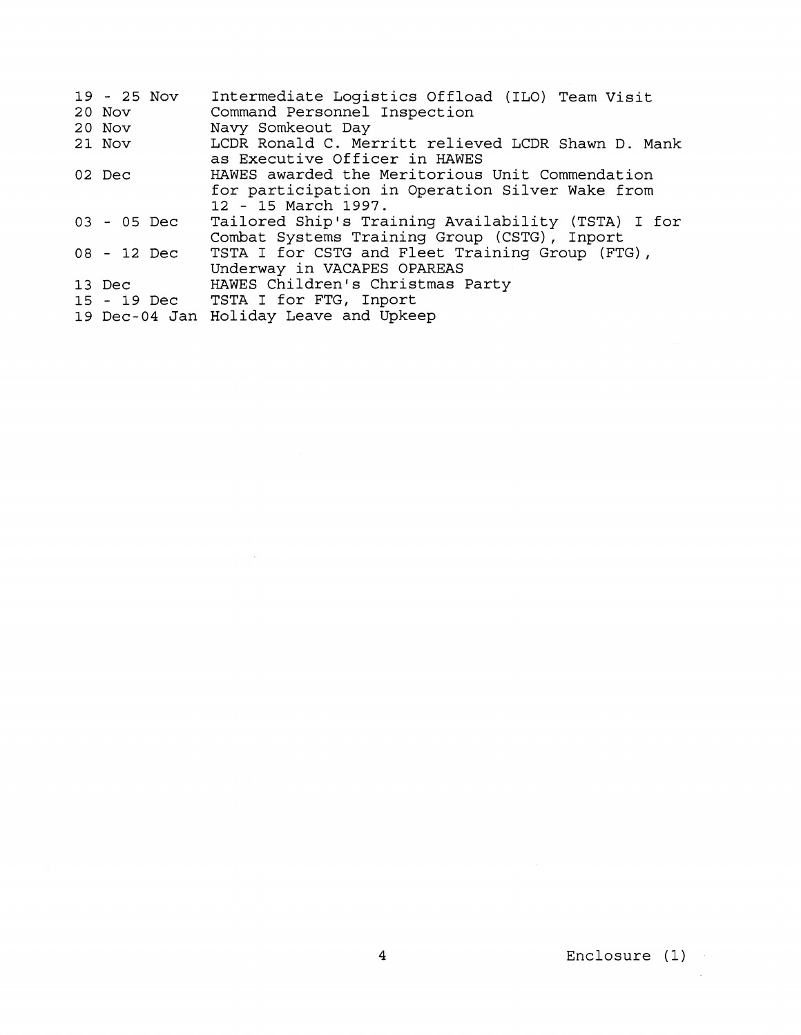| | |
|---|---|
| 19 - 25 Nov | Intermediate Logistics Offload (ILO) Team Visit |
| 20 Nov | Command Personnel Inspection |
| 20 Nov | Navy Somkeout Day |
| 21 Nov | LCDR Ronald C. Merritt relieved LCDR Shawn D. Mank as Executive Officer in HAWES |
| 02 Dec | HAWES awarded the Meritorious Unit Commendation for participation in Operation Silver Wake from 12 - 15 March 1997. |
| 03 - 05 Dec | Tailored Ship's Training Availability (TSTA) I for Combat Systems Training Group (CSTG), Inport |
| 08 - 12 Dec | TSTA I for CSTG and Fleet Training Group (FTG), Underway in VACAPES OPAREAS |
| 13 Dec | HAWES Children's Christmas Party |
| 15 - 19 Dec | TSTA I for FTG, Inport |
| 19 Dec-04 Jan | Holiday Leave and Upkeep |

Enclosure (1)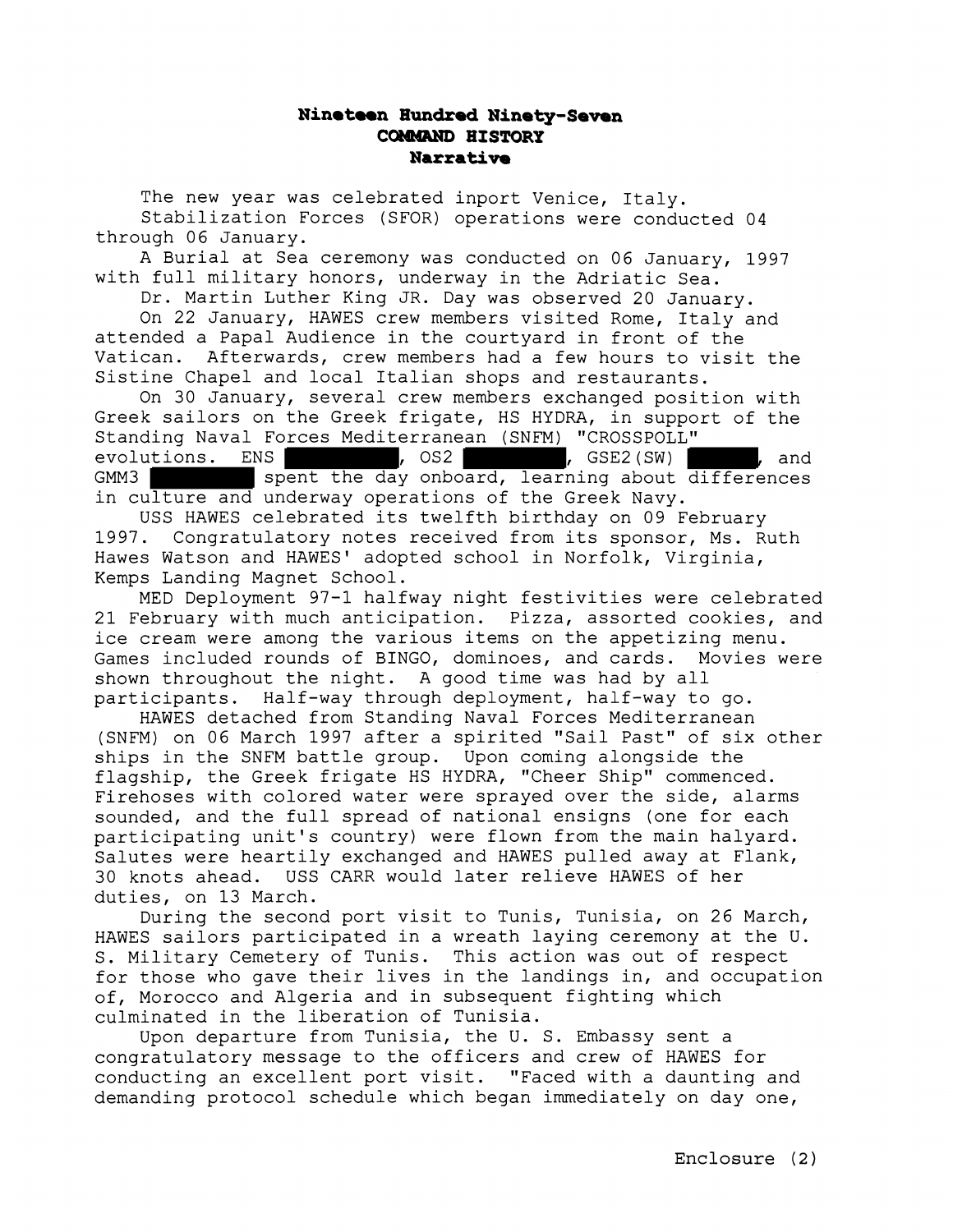**Nineteen Hundred Ninety-Seven**
**COMMAND HISTORY**
**Narrative**

The new year was celebrated inport Venice, Italy.

Stabilization Forces (SFOR) operations were conducted 04 through 06 January.

A Burial at Sea ceremony was conducted on 06 January, 1997 with full military honors, underway in the Adriatic Sea.

Dr. Martin Luther King JR. Day was observed 20 January.

On 22 January, HAWES crew members visited Rome, Italy and attended a Papal Audience in the courtyard in front of the Vatican. Afterwards, crew members had a few hours to visit the Sistine Chapel and local Italian shops and restaurants.

On 30 January, several crew members exchanged position with Greek sailors on the Greek frigate, HS HYDRA, in support of the Standing Naval Forces Mediterranean (SNFM) "CROSSPOLL" evolutions. ENS ██████, OS2 ██████, GSE2(SW) ██████, and GMM3 ██████ spent the day onboard, learning about differences in culture and underway operations of the Greek Navy.

USS HAWES celebrated its twelfth birthday on 09 February 1997. Congratulatory notes received from its sponsor, Ms. Ruth Hawes Watson and HAWES' adopted school in Norfolk, Virginia, Kemps Landing Magnet School.

MED Deployment 97-1 halfway night festivities were celebrated 21 February with much anticipation. Pizza, assorted cookies, and ice cream were among the various items on the appetizing menu. Games included rounds of BINGO, dominoes, and cards. Movies were shown throughout the night. A good time was had by all participants. Half-way through deployment, half-way to go.

HAWES detached from Standing Naval Forces Mediterranean (SNFM) on 06 March 1997 after a spirited "Sail Past" of six other ships in the SNFM battle group. Upon coming alongside the flagship, the Greek frigate HS HYDRA, "Cheer Ship" commenced. Firehoses with colored water were sprayed over the side, alarms sounded, and the full spread of national ensigns (one for each participating unit's country) were flown from the main halyard. Salutes were heartily exchanged and HAWES pulled away at Flank, 30 knots ahead. USS CARR would later relieve HAWES of her duties, on 13 March.

During the second port visit to Tunis, Tunisia, on 26 March, HAWES sailors participated in a wreath laying ceremony at the U. S. Military Cemetery of Tunis. This action was out of respect for those who gave their lives in the landings in, and occupation of, Morocco and Algeria and in subsequent fighting which culminated in the liberation of Tunisia.

Upon departure from Tunisia, the U. S. Embassy sent a congratulatory message to the officers and crew of HAWES for conducting an excellent port visit. "Faced with a daunting and demanding protocol schedule which began immediately on day one,

Enclosure (2)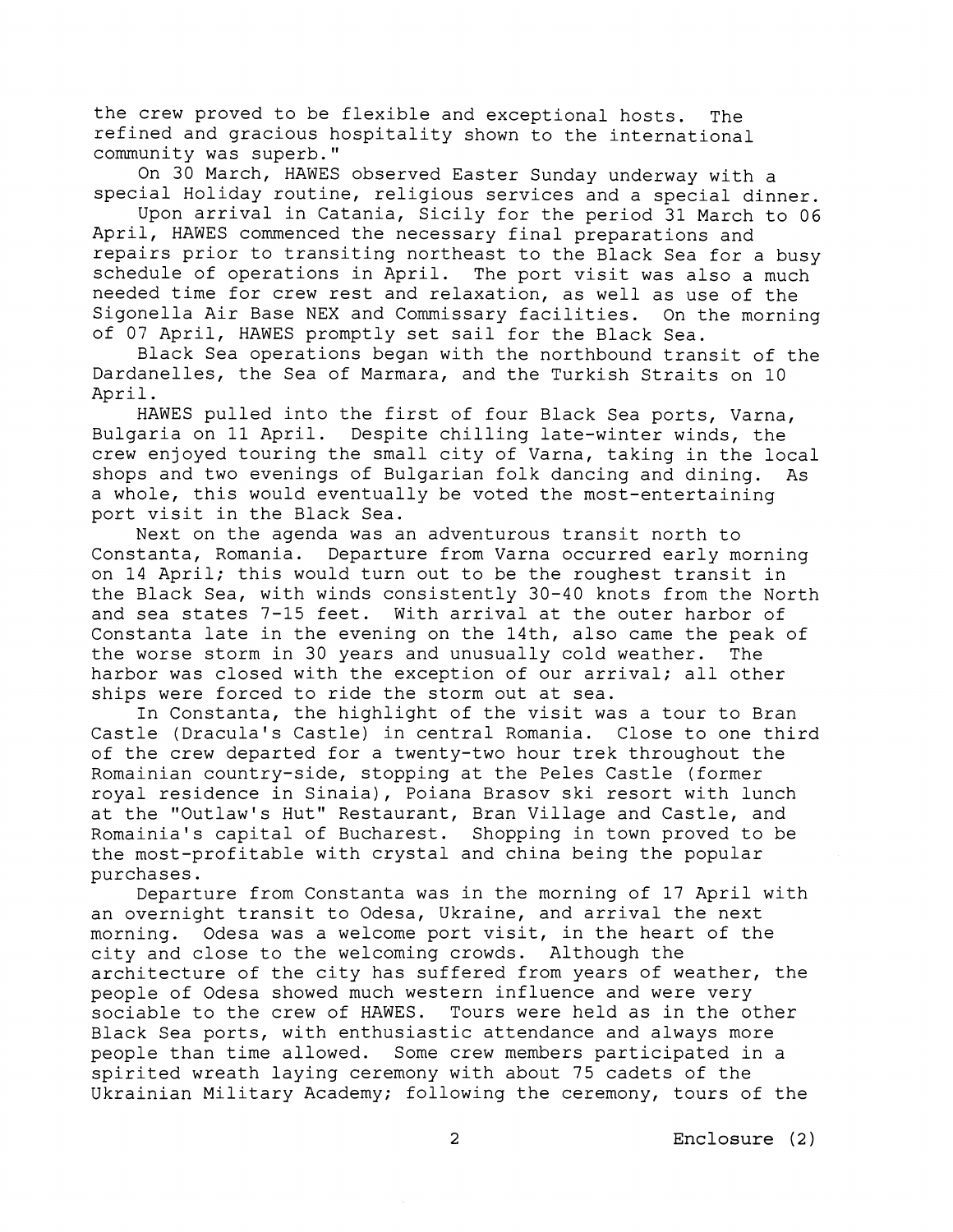the crew proved to be flexible and exceptional hosts. The refined and gracious hospitality shown to the international community was superb."

On 30 March, HAWES observed Easter Sunday underway with a special Holiday routine, religious services and a special dinner.

Upon arrival in Catania, Sicily for the period 31 March to 06 April, HAWES commenced the necessary final preparations and repairs prior to transiting northeast to the Black Sea for a busy schedule of operations in April. The port visit was also a much needed time for crew rest and relaxation, as well as use of the Sigonella Air Base NEX and Commissary facilities. On the morning of 07 April, HAWES promptly set sail for the Black Sea.

Black Sea operations began with the northbound transit of the Dardanelles, the Sea of Marmara, and the Turkish Straits on 10 April.

HAWES pulled into the first of four Black Sea ports, Varna, Bulgaria on 11 April. Despite chilling late-winter winds, the crew enjoyed touring the small city of Varna, taking in the local shops and two evenings of Bulgarian folk dancing and dining. As a whole, this would eventually be voted the most-entertaining port visit in the Black Sea.

Next on the agenda was an adventurous transit north to Constanta, Romania. Departure from Varna occurred early morning on 14 April; this would turn out to be the roughest transit in the Black Sea, with winds consistently 30-40 knots from the North and sea states 7-15 feet. With arrival at the outer harbor of Constanta late in the evening on the 14th, also came the peak of the worse storm in 30 years and unusually cold weather. The harbor was closed with the exception of our arrival; all other ships were forced to ride the storm out at sea.

In Constanta, the highlight of the visit was a tour to Bran Castle (Dracula's Castle) in central Romania. Close to one third of the crew departed for a twenty-two hour trek throughout the Romainian country-side, stopping at the Peles Castle (former royal residence in Sinaia), Poiana Brasov ski resort with lunch at the "Outlaw's Hut" Restaurant, Bran Village and Castle, and Romainia's capital of Bucharest. Shopping in town proved to be the most-profitable with crystal and china being the popular purchases.

Departure from Constanta was in the morning of 17 April with an overnight transit to Odesa, Ukraine, and arrival the next morning. Odesa was a welcome port visit, in the heart of the city and close to the welcoming crowds. Although the architecture of the city has suffered from years of weather, the people of Odesa showed much western influence and were very sociable to the crew of HAWES. Tours were held as in the other Black Sea ports, with enthusiastic attendance and always more people than time allowed. Some crew members participated in a spirited wreath laying ceremony with about 75 cadets of the Ukrainian Military Academy; following the ceremony, tours of the

Enclosure (2)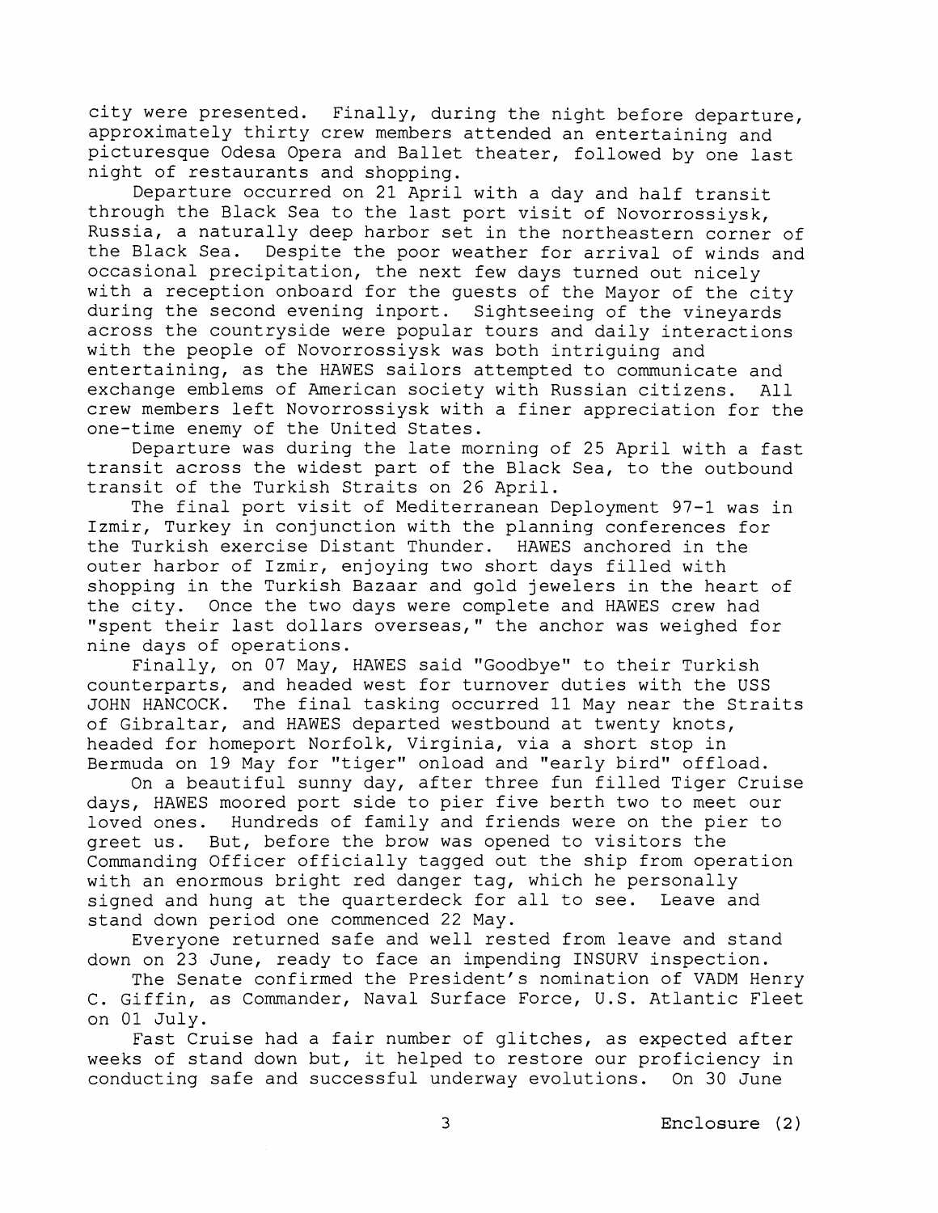city were presented. Finally, during the night before departure, approximately thirty crew members attended an entertaining and picturesque Odesa Opera and Ballet theater, followed by one last night of restaurants and shopping.

Departure occurred on 21 April with a day and half transit through the Black Sea to the last port visit of Novorrossiysk, Russia, a naturally deep harbor set in the northeastern corner of the Black Sea. Despite the poor weather for arrival of winds and occasional precipitation, the next few days turned out nicely with a reception onboard for the guests of the Mayor of the city during the second evening inport. Sightseeing of the vineyards across the countryside were popular tours and daily interactions with the people of Novorrossiysk was both intriguing and entertaining, as the HAWES sailors attempted to communicate and exchange emblems of American society with Russian citizens. All crew members left Novorrossiysk with a finer appreciation for the one-time enemy of the United States.

Departure was during the late morning of 25 April with a fast transit across the widest part of the Black Sea, to the outbound transit of the Turkish Straits on 26 April.

The final port visit of Mediterranean Deployment 97-1 was in Izmir, Turkey in conjunction with the planning conferences for the Turkish exercise Distant Thunder. HAWES anchored in the outer harbor of Izmir, enjoying two short days filled with shopping in the Turkish Bazaar and gold jewelers in the heart of the city. Once the two days were complete and HAWES crew had "spent their last dollars overseas," the anchor was weighed for nine days of operations.

Finally, on 07 May, HAWES said "Goodbye" to their Turkish counterparts, and headed west for turnover duties with the USS JOHN HANCOCK. The final tasking occurred 11 May near the Straits of Gibraltar, and HAWES departed westbound at twenty knots, headed for homeport Norfolk, Virginia, via a short stop in Bermuda on 19 May for "tiger" onload and "early bird" offload.

On a beautiful sunny day, after three fun filled Tiger Cruise days, HAWES moored port side to pier five berth two to meet our loved ones. Hundreds of family and friends were on the pier to greet us. But, before the brow was opened to visitors the Commanding Officer officially tagged out the ship from operation with an enormous bright red danger tag, which he personally signed and hung at the quarterdeck for all to see. Leave and stand down period one commenced 22 May.

Everyone returned safe and well rested from leave and stand down on 23 June, ready to face an impending INSURV inspection.

The Senate confirmed the President's nomination of VADM Henry C. Giffin, as Commander, Naval Surface Force, U.S. Atlantic Fleet on 01 July.

Fast Cruise had a fair number of glitches, as expected after weeks of stand down but, it helped to restore our proficiency in conducting safe and successful underway evolutions. On 30 June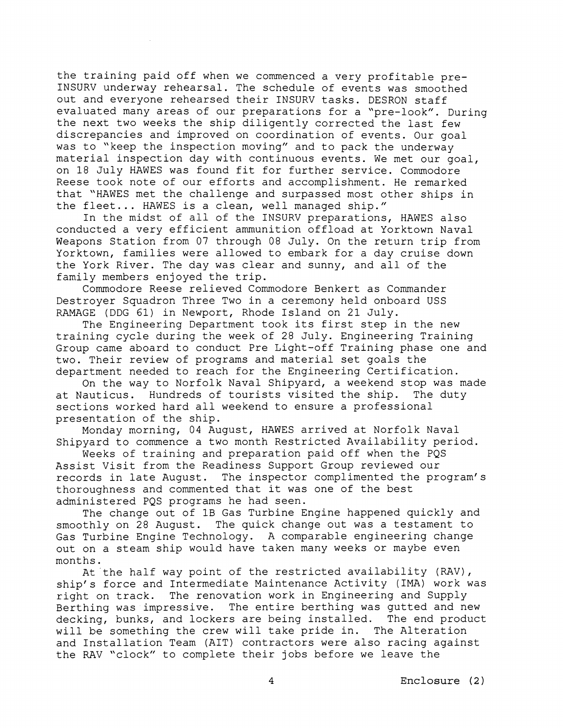the training paid off when we commenced a very profitable pre-INSURV underway rehearsal. The schedule of events was smoothed out and everyone rehearsed their INSURV tasks. DESRON staff evaluated many areas of our preparations for a "pre-look". During the next two weeks the ship diligently corrected the last few discrepancies and improved on coordination of events. Our goal was to "keep the inspection moving" and to pack the underway material inspection day with continuous events. We met our goal, on 18 July HAWES was found fit for further service. Commodore Reese took note of our efforts and accomplishment. He remarked that "HAWES met the challenge and surpassed most other ships in the fleet... HAWES is a clean, well managed ship."

In the midst of all of the INSURV preparations, HAWES also conducted a very efficient ammunition offload at Yorktown Naval Weapons Station from 07 through 08 July. On the return trip from Yorktown, families were allowed to embark for a day cruise down the York River. The day was clear and sunny, and all of the family members enjoyed the trip.

Commodore Reese relieved Commodore Benkert as Commander Destroyer Squadron Three Two in a ceremony held onboard USS RAMAGE (DDG 61) in Newport, Rhode Island on 21 July.

The Engineering Department took its first step in the new training cycle during the week of 28 July. Engineering Training Group came aboard to conduct Pre Light-off Training phase one and two. Their review of programs and material set goals the department needed to reach for the Engineering Certification.

On the way to Norfolk Naval Shipyard, a weekend stop was made at Nauticus. Hundreds of tourists visited the ship. The duty sections worked hard all weekend to ensure a professional presentation of the ship.

Monday morning, 04 August, HAWES arrived at Norfolk Naval Shipyard to commence a two month Restricted Availability period.

Weeks of training and preparation paid off when the PQS Assist Visit from the Readiness Support Group reviewed our records in late August. The inspector complimented the program's thoroughness and commented that it was one of the best administered PQS programs he had seen.

The change out of 1B Gas Turbine Engine happened quickly and smoothly on 28 August. The quick change out was a testament to Gas Turbine Engine Technology. A comparable engineering change out on a steam ship would have taken many weeks or maybe even months.

At the half way point of the restricted availability (RAV), ship's force and Intermediate Maintenance Activity (IMA) work was right on track. The renovation work in Engineering and Supply Berthing was impressive. The entire berthing was gutted and new decking, bunks, and lockers are being installed. The end product will be something the crew will take pride in. The Alteration and Installation Team (AIT) contractors were also racing against the RAV "clock" to complete their jobs before we leave the

Enclosure (2)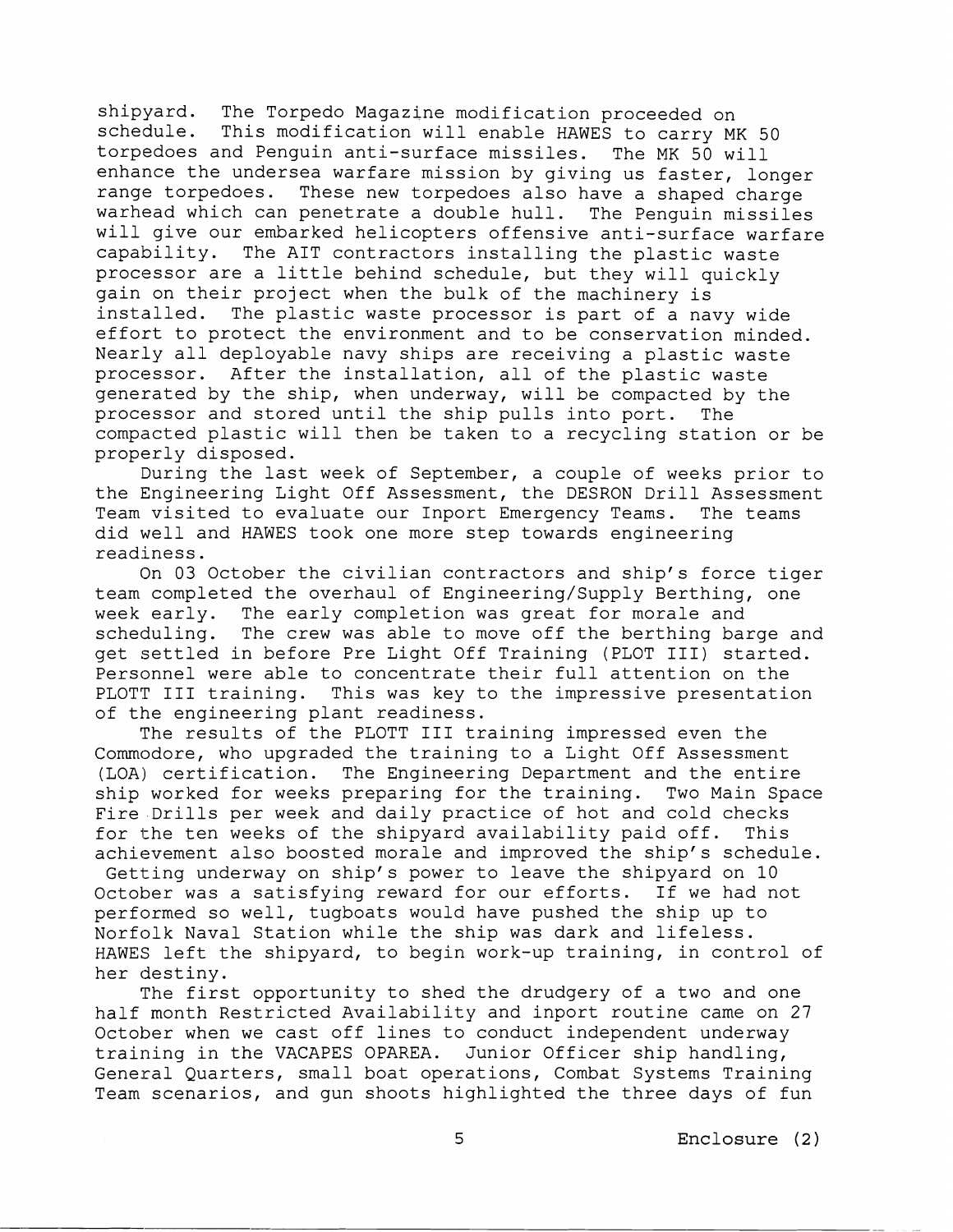shipyard. The Torpedo Magazine modification proceeded on schedule. This modification will enable HAWES to carry MK 50 torpedoes and Penguin anti-surface missiles. The MK 50 will enhance the undersea warfare mission by giving us faster, longer range torpedoes. These new torpedoes also have a shaped charge warhead which can penetrate a double hull. The Penguin missiles will give our embarked helicopters offensive anti-surface warfare capability. The AIT contractors installing the plastic waste processor are a little behind schedule, but they will quickly gain on their project when the bulk of the machinery is installed. The plastic waste processor is part of a navy wide effort to protect the environment and to be conservation minded. Nearly all deployable navy ships are receiving a plastic waste processor. After the installation, all of the plastic waste generated by the ship, when underway, will be compacted by the processor and stored until the ship pulls into port. The compacted plastic will then be taken to a recycling station or be properly disposed.

During the last week of September, a couple of weeks prior to the Engineering Light Off Assessment, the DESRON Drill Assessment Team visited to evaluate our Inport Emergency Teams. The teams did well and HAWES took one more step towards engineering readiness.

On 03 October the civilian contractors and ship's force tiger team completed the overhaul of Engineering/Supply Berthing, one week early. The early completion was great for morale and scheduling. The crew was able to move off the berthing barge and get settled in before Pre Light Off Training (PLOT III) started. Personnel were able to concentrate their full attention on the PLOTT III training. This was key to the impressive presentation of the engineering plant readiness.

The results of the PLOTT III training impressed even the Commodore, who upgraded the training to a Light Off Assessment (LOA) certification. The Engineering Department and the entire ship worked for weeks preparing for the training. Two Main Space Fire Drills per week and daily practice of hot and cold checks for the ten weeks of the shipyard availability paid off. This achievement also boosted morale and improved the ship's schedule. Getting underway on ship's power to leave the shipyard on 10 October was a satisfying reward for our efforts. If we had not performed so well, tugboats would have pushed the ship up to Norfolk Naval Station while the ship was dark and lifeless. HAWES left the shipyard, to begin work-up training, in control of her destiny.

The first opportunity to shed the drudgery of a two and one half month Restricted Availability and inport routine came on 27 October when we cast off lines to conduct independent underway training in the VACAPES OPAREA. Junior Officer ship handling, General Quarters, small boat operations, Combat Systems Training Team scenarios, and gun shoots highlighted the three days of fun

Enclosure (2)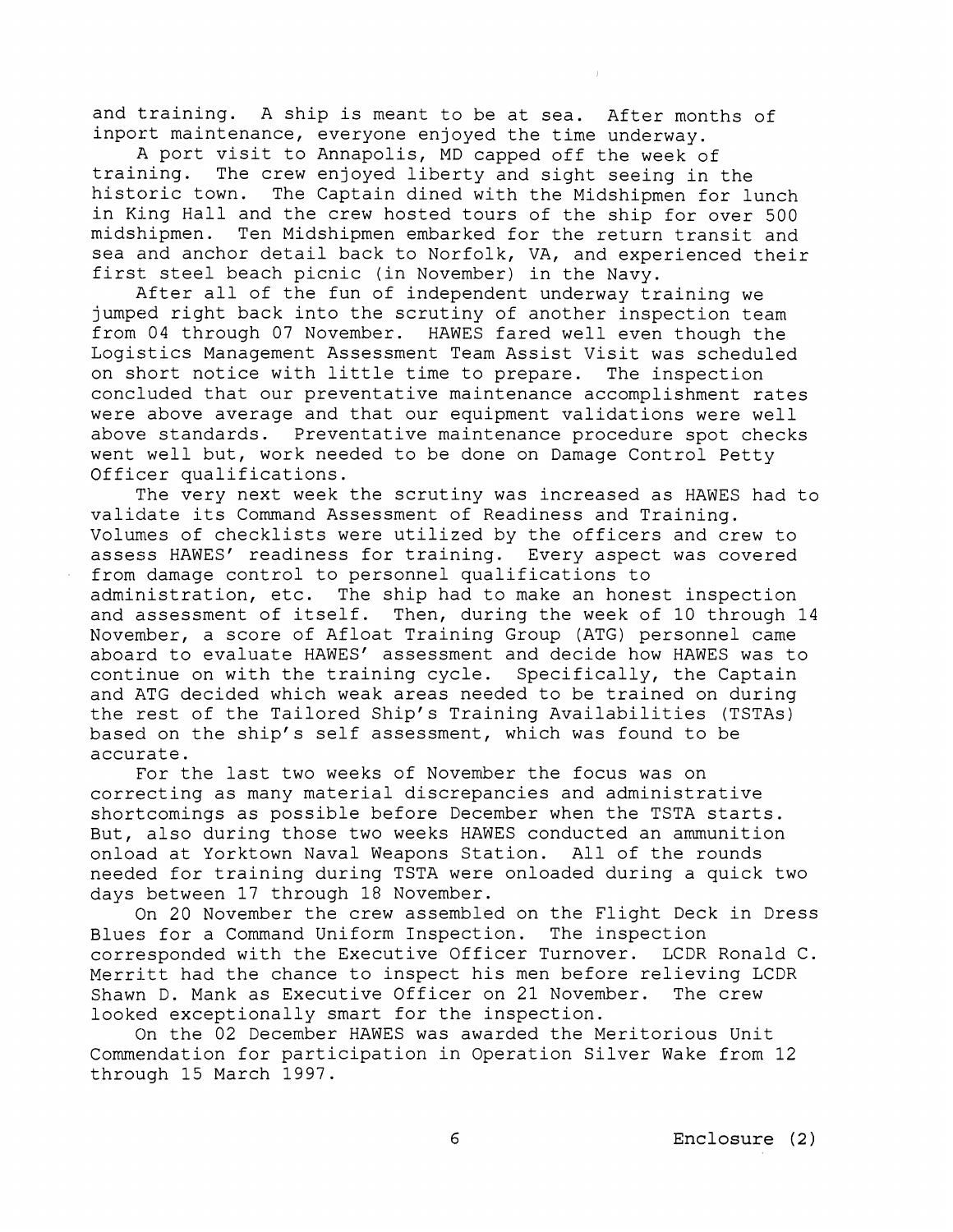and training. A ship is meant to be at sea. After months of inport maintenance, everyone enjoyed the time underway.

A port visit to Annapolis, MD capped off the week of training. The crew enjoyed liberty and sight seeing in the historic town. The Captain dined with the Midshipmen for lunch in King Hall and the crew hosted tours of the ship for over 500 midshipmen. Ten Midshipmen embarked for the return transit and sea and anchor detail back to Norfolk, VA, and experienced their first steel beach picnic (in November) in the Navy.

After all of the fun of independent underway training we jumped right back into the scrutiny of another inspection team from 04 through 07 November. HAWES fared well even though the Logistics Management Assessment Team Assist Visit was scheduled on short notice with little time to prepare. The inspection concluded that our preventative maintenance accomplishment rates were above average and that our equipment validations were well above standards. Preventative maintenance procedure spot checks went well but, work needed to be done on Damage Control Petty Officer qualifications.

The very next week the scrutiny was increased as HAWES had to validate its Command Assessment of Readiness and Training. Volumes of checklists were utilized by the officers and crew to assess HAWES' readiness for training. Every aspect was covered from damage control to personnel qualifications to administration, etc. The ship had to make an honest inspection and assessment of itself. Then, during the week of 10 through 14 November, a score of Afloat Training Group (ATG) personnel came aboard to evaluate HAWES' assessment and decide how HAWES was to continue on with the training cycle. Specifically, the Captain and ATG decided which weak areas needed to be trained on during the rest of the Tailored Ship's Training Availabilities (TSTAs) based on the ship's self assessment, which was found to be accurate.

For the last two weeks of November the focus was on correcting as many material discrepancies and administrative shortcomings as possible before December when the TSTA starts. But, also during those two weeks HAWES conducted an ammunition onload at Yorktown Naval Weapons Station. All of the rounds needed for training during TSTA were onloaded during a quick two days between 17 through 18 November.

On 20 November the crew assembled on the Flight Deck in Dress Blues for a Command Uniform Inspection. The inspection corresponded with the Executive Officer Turnover. LCDR Ronald C. Merritt had the chance to inspect his men before relieving LCDR Shawn D. Mank as Executive Officer on 21 November. The crew looked exceptionally smart for the inspection.

On the 02 December HAWES was awarded the Meritorious Unit Commendation for participation in Operation Silver Wake from 12 through 15 March 1997.

Enclosure (2)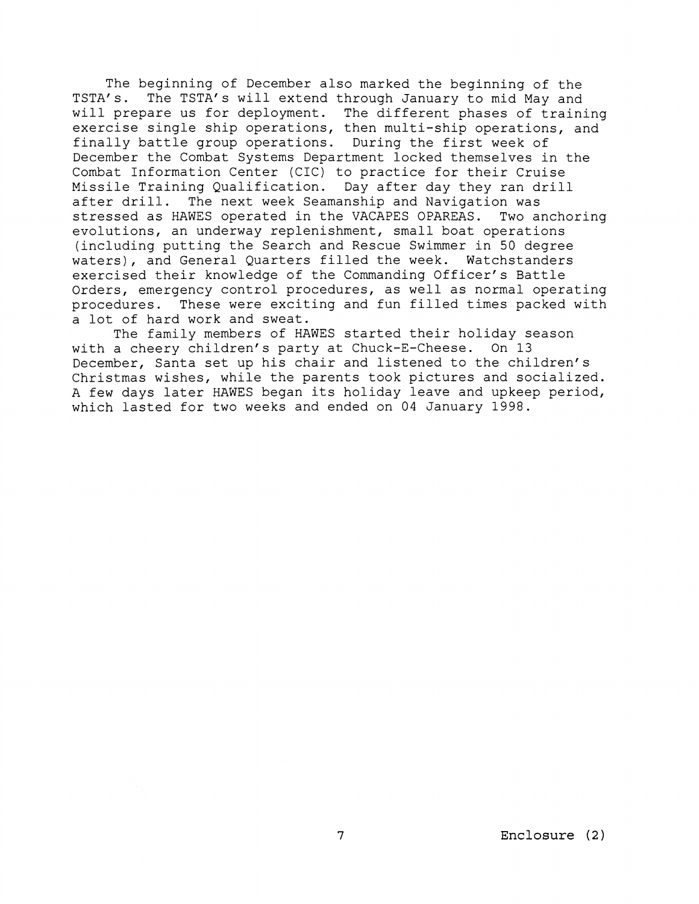The beginning of December also marked the beginning of the TSTA's. The TSTA's will extend through January to mid May and will prepare us for deployment. The different phases of training exercise single ship operations, then multi-ship operations, and finally battle group operations. During the first week of December the Combat Systems Department locked themselves in the Combat Information Center (CIC) to practice for their Cruise Missile Training Qualification. Day after day they ran drill after drill. The next week Seamanship and Navigation was stressed as HAWES operated in the VACAPES OPAREAS. Two anchoring evolutions, an underway replenishment, small boat operations (including putting the Search and Rescue Swimmer in 50 degree waters), and General Quarters filled the week. Watchstanders exercised their knowledge of the Commanding Officer's Battle Orders, emergency control procedures, as well as normal operating procedures. These were exciting and fun filled times packed with a lot of hard work and sweat.

The family members of HAWES started their holiday season with a cheery children's party at Chuck-E-Cheese. On 13 December, Santa set up his chair and listened to the children's Christmas wishes, while the parents took pictures and socialized. A few days later HAWES began its holiday leave and upkeep period, which lasted for two weeks and ended on 04 January 1998.

Enclosure (2)